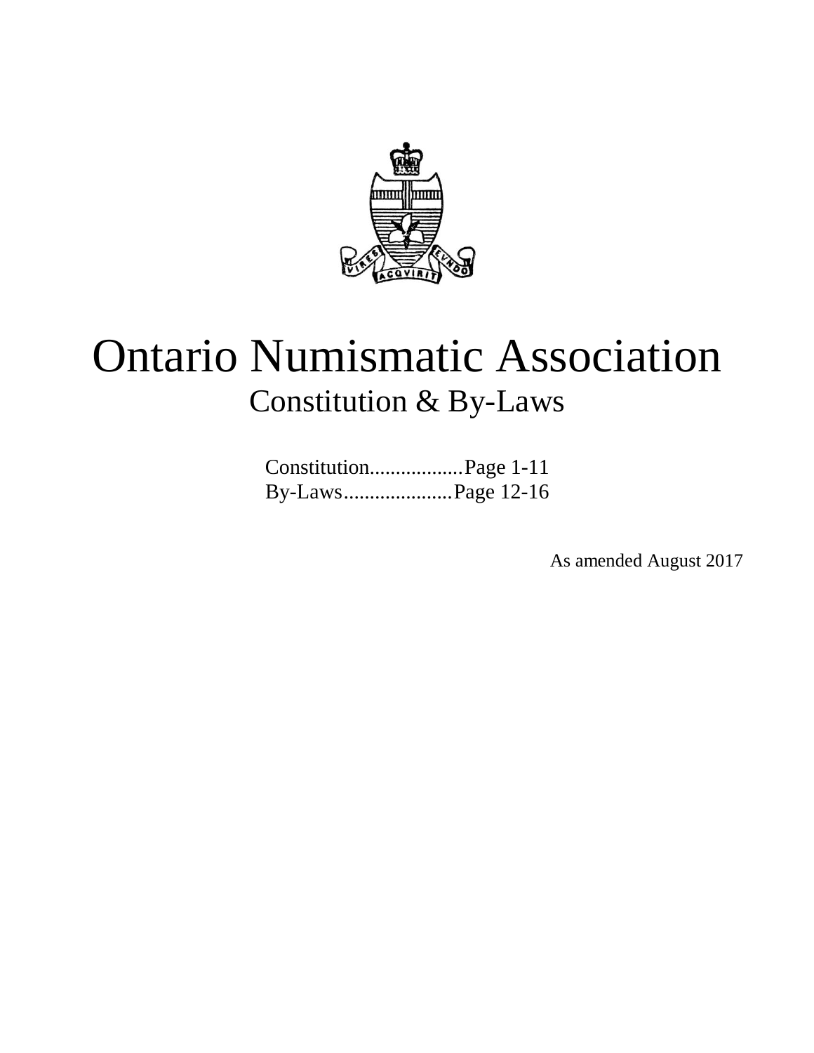# Ontario Numismatic Association

## Constitution & By-Laws

Constitution..................Page 1-11
By-Laws.....................Page 12-16

As amended August 2017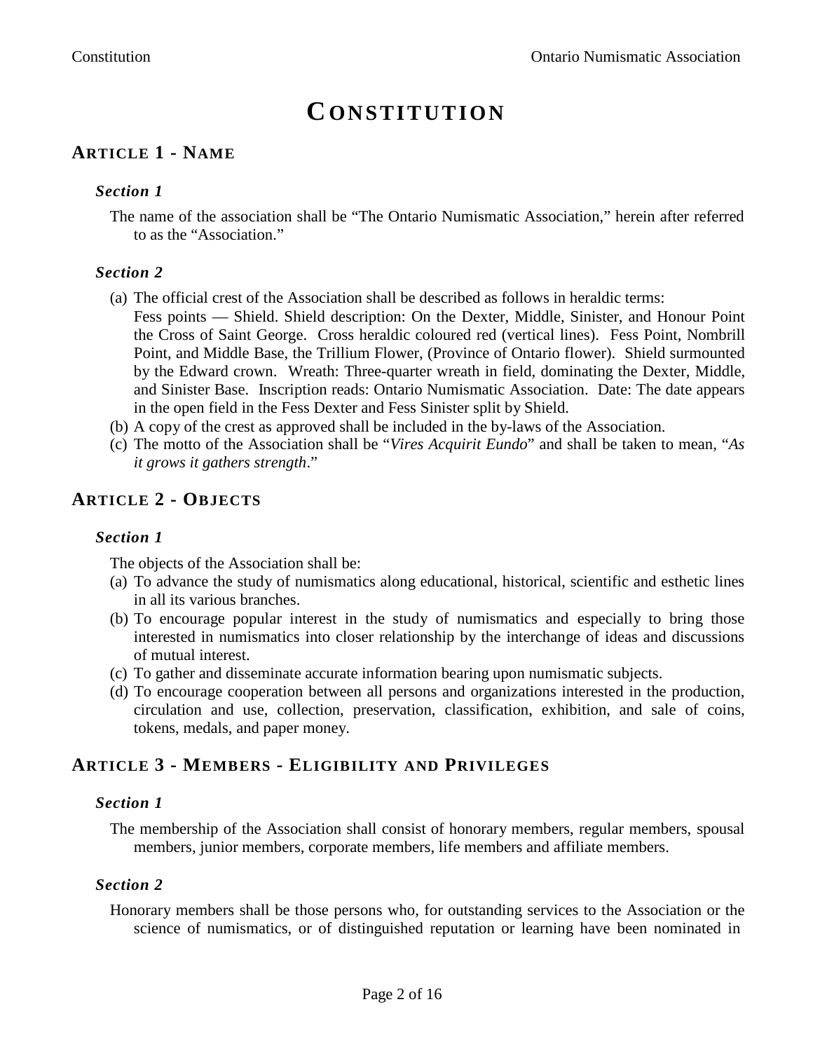# CONSTITUTION

## ARTICLE 1 - NAME

### *Section 1*

The name of the association shall be "The Ontario Numismatic Association," herein after referred to as the "Association."

### *Section 2*

(a) The official crest of the Association shall be described as follows in heraldic terms: Fess points — Shield. Shield description: On the Dexter, Middle, Sinister, and Honour Point the Cross of Saint George. Cross heraldic coloured red (vertical lines). Fess Point, Nombrill Point, and Middle Base, the Trillium Flower, (Province of Ontario flower). Shield surmounted by the Edward crown. Wreath: Three-quarter wreath in field, dominating the Dexter, Middle, and Sinister Base. Inscription reads: Ontario Numismatic Association. Date: The date appears in the open field in the Fess Dexter and Fess Sinister split by Shield.

(b) A copy of the crest as approved shall be included in the by-laws of the Association.

(c) The motto of the Association shall be "*Vires Acquirit Eundo*" and shall be taken to mean, "*As it grows it gathers strength*."

## ARTICLE 2 - OBJECTS

### *Section 1*

The objects of the Association shall be:

(a) To advance the study of numismatics along educational, historical, scientific and esthetic lines in all its various branches.

(b) To encourage popular interest in the study of numismatics and especially to bring those interested in numismatics into closer relationship by the interchange of ideas and discussions of mutual interest.

(c) To gather and disseminate accurate information bearing upon numismatic subjects.

(d) To encourage cooperation between all persons and organizations interested in the production, circulation and use, collection, preservation, classification, exhibition, and sale of coins, tokens, medals, and paper money.

## ARTICLE 3 - MEMBERS - ELIGIBILITY AND PRIVILEGES

### *Section 1*

The membership of the Association shall consist of honorary members, regular members, spousal members, junior members, corporate members, life members and affiliate members.

### *Section 2*

Honorary members shall be those persons who, for outstanding services to the Association or the science of numismatics, or of distinguished reputation or learning have been nominated in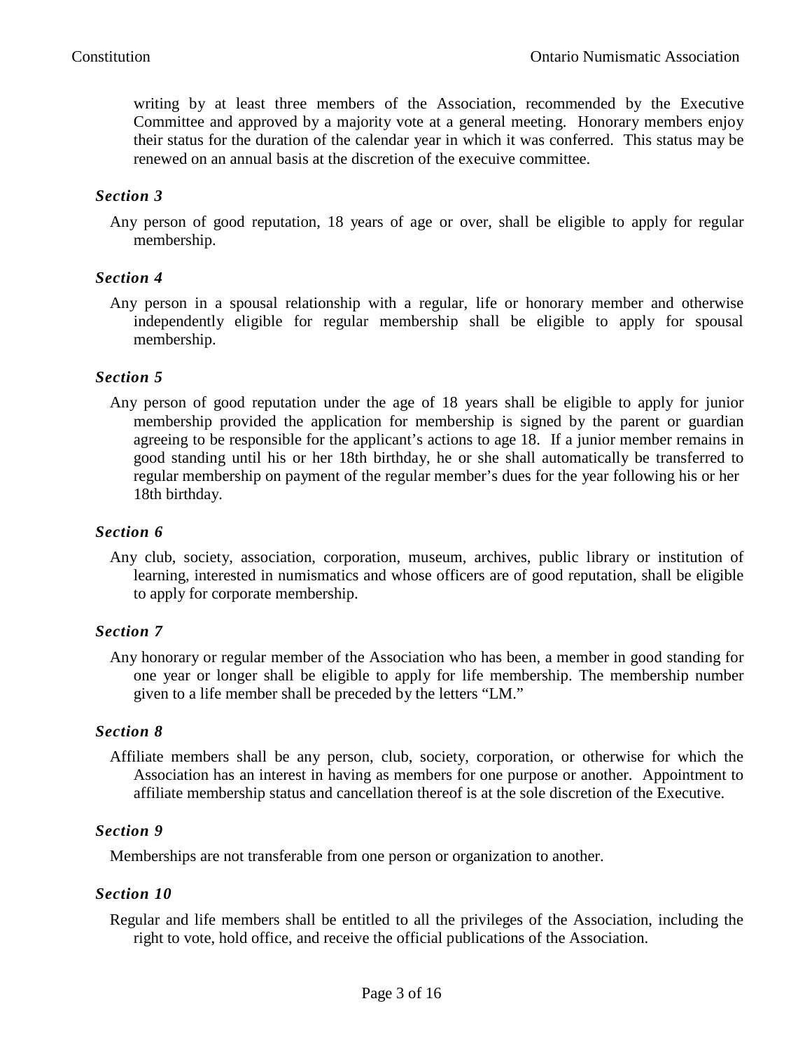writing by at least three members of the Association, recommended by the Executive Committee and approved by a majority vote at a general meeting. Honorary members enjoy their status for the duration of the calendar year in which it was conferred. This status may be renewed on an annual basis at the discretion of the execuive committee.

### *Section 3*

Any person of good reputation, 18 years of age or over, shall be eligible to apply for regular membership.

### *Section 4*

Any person in a spousal relationship with a regular, life or honorary member and otherwise independently eligible for regular membership shall be eligible to apply for spousal membership.

### *Section 5*

Any person of good reputation under the age of 18 years shall be eligible to apply for junior membership provided the application for membership is signed by the parent or guardian agreeing to be responsible for the applicant's actions to age 18. If a junior member remains in good standing until his or her 18th birthday, he or she shall automatically be transferred to regular membership on payment of the regular member's dues for the year following his or her 18th birthday.

### *Section 6*

Any club, society, association, corporation, museum, archives, public library or institution of learning, interested in numismatics and whose officers are of good reputation, shall be eligible to apply for corporate membership.

### *Section 7*

Any honorary or regular member of the Association who has been, a member in good standing for one year or longer shall be eligible to apply for life membership. The membership number given to a life member shall be preceded by the letters "LM."

### *Section 8*

Affiliate members shall be any person, club, society, corporation, or otherwise for which the Association has an interest in having as members for one purpose or another. Appointment to affiliate membership status and cancellation thereof is at the sole discretion of the Executive.

### *Section 9*

Memberships are not transferable from one person or organization to another.

### *Section 10*

Regular and life members shall be entitled to all the privileges of the Association, including the right to vote, hold office, and receive the official publications of the Association.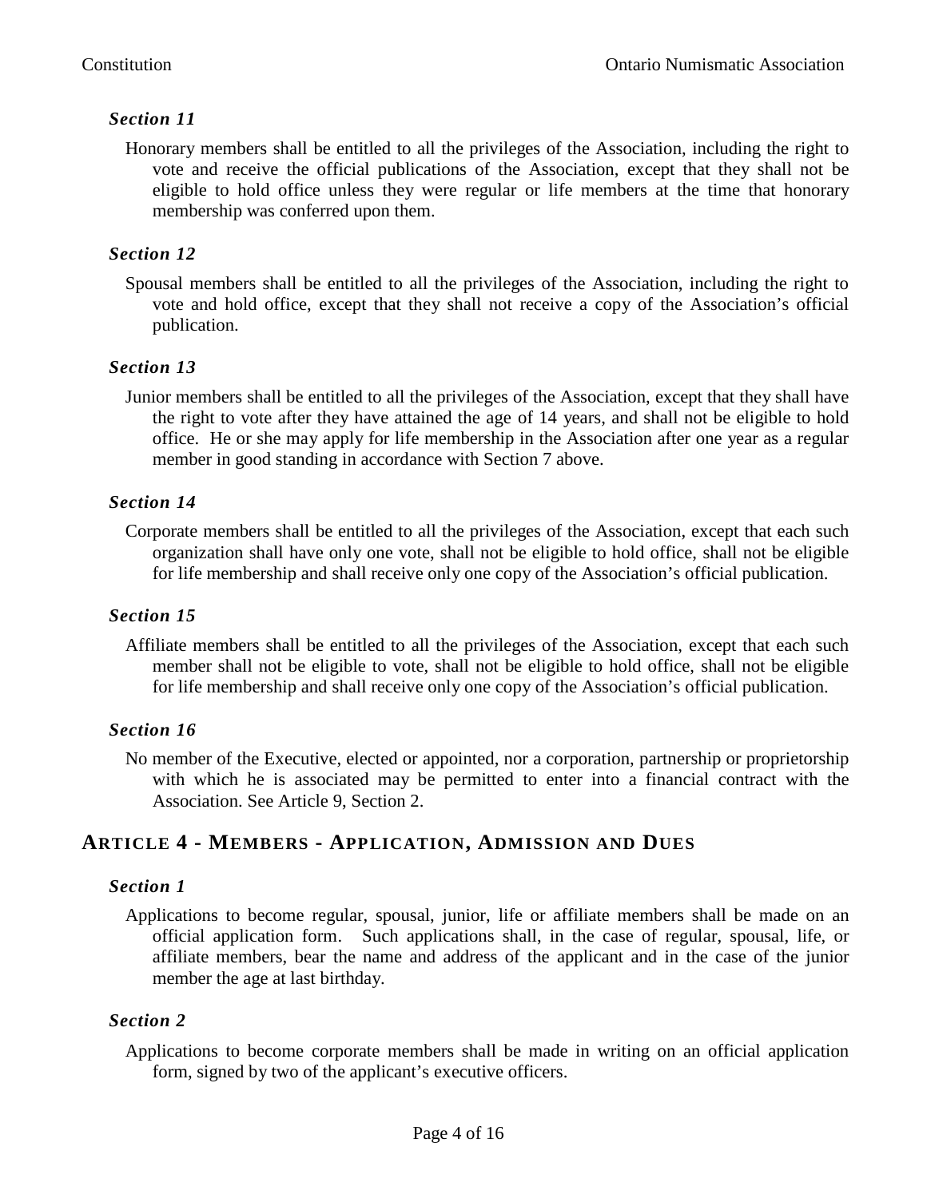### *Section 11*

Honorary members shall be entitled to all the privileges of the Association, including the right to vote and receive the official publications of the Association, except that they shall not be eligible to hold office unless they were regular or life members at the time that honorary membership was conferred upon them.

### *Section 12*

Spousal members shall be entitled to all the privileges of the Association, including the right to vote and hold office, except that they shall not receive a copy of the Association's official publication.

### *Section 13*

Junior members shall be entitled to all the privileges of the Association, except that they shall have the right to vote after they have attained the age of 14 years, and shall not be eligible to hold office. He or she may apply for life membership in the Association after one year as a regular member in good standing in accordance with Section 7 above.

### *Section 14*

Corporate members shall be entitled to all the privileges of the Association, except that each such organization shall have only one vote, shall not be eligible to hold office, shall not be eligible for life membership and shall receive only one copy of the Association's official publication.

### *Section 15*

Affiliate members shall be entitled to all the privileges of the Association, except that each such member shall not be eligible to vote, shall not be eligible to hold office, shall not be eligible for life membership and shall receive only one copy of the Association's official publication.

### *Section 16*

No member of the Executive, elected or appointed, nor a corporation, partnership or proprietorship with which he is associated may be permitted to enter into a financial contract with the Association. See Article 9, Section 2.

## ARTICLE 4 - MEMBERS - APPLICATION, ADMISSION AND DUES

### *Section 1*

Applications to become regular, spousal, junior, life or affiliate members shall be made on an official application form. Such applications shall, in the case of regular, spousal, life, or affiliate members, bear the name and address of the applicant and in the case of the junior member the age at last birthday.

### *Section 2*

Applications to become corporate members shall be made in writing on an official application form, signed by two of the applicant's executive officers.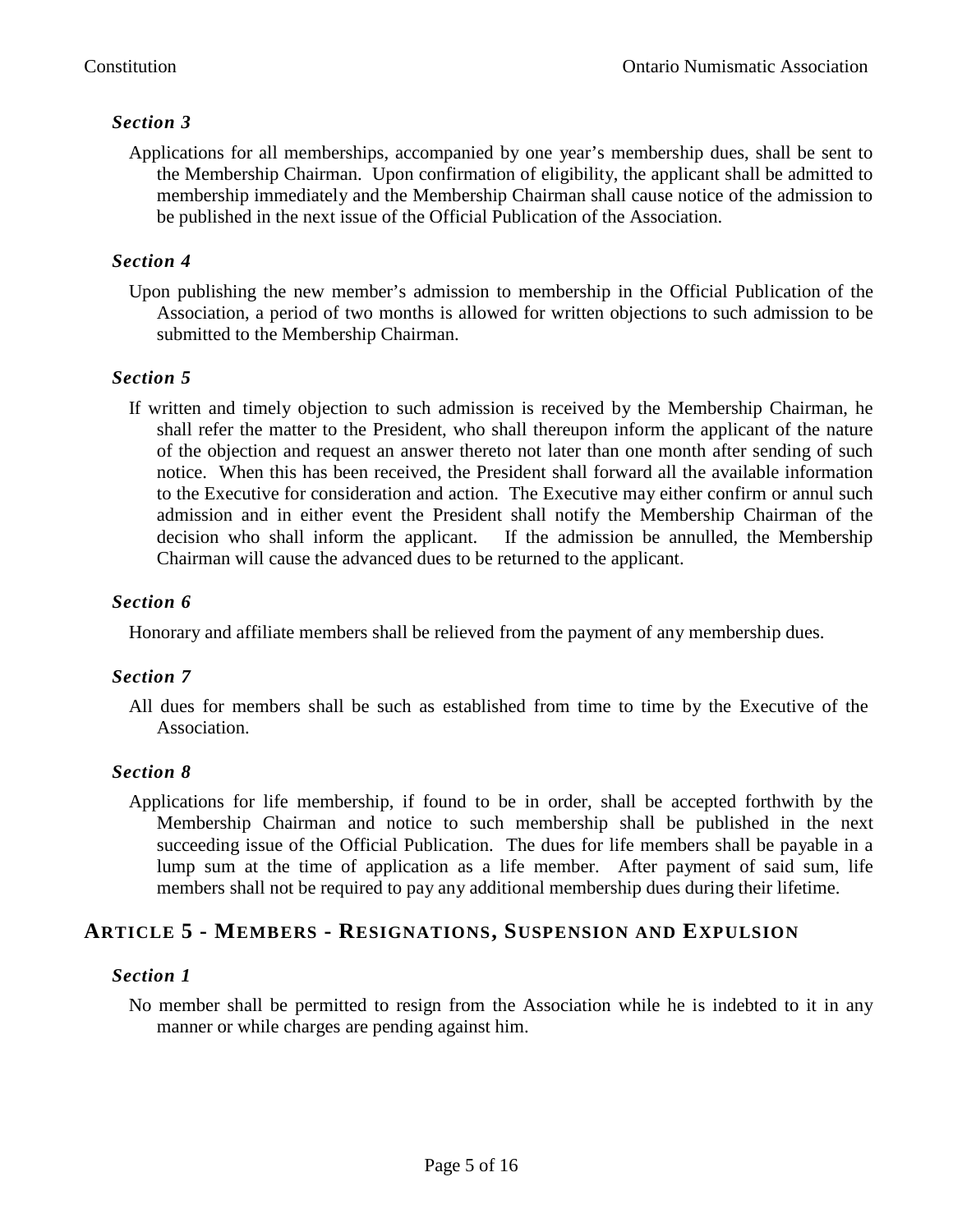### *Section 3*

Applications for all memberships, accompanied by one year's membership dues, shall be sent to the Membership Chairman. Upon confirmation of eligibility, the applicant shall be admitted to membership immediately and the Membership Chairman shall cause notice of the admission to be published in the next issue of the Official Publication of the Association.

### *Section 4*

Upon publishing the new member's admission to membership in the Official Publication of the Association, a period of two months is allowed for written objections to such admission to be submitted to the Membership Chairman.

### *Section 5*

If written and timely objection to such admission is received by the Membership Chairman, he shall refer the matter to the President, who shall thereupon inform the applicant of the nature of the objection and request an answer thereto not later than one month after sending of such notice. When this has been received, the President shall forward all the available information to the Executive for consideration and action. The Executive may either confirm or annul such admission and in either event the President shall notify the Membership Chairman of the decision who shall inform the applicant. If the admission be annulled, the Membership Chairman will cause the advanced dues to be returned to the applicant.

### *Section 6*

Honorary and affiliate members shall be relieved from the payment of any membership dues.

### *Section 7*

All dues for members shall be such as established from time to time by the Executive of the Association.

### *Section 8*

Applications for life membership, if found to be in order, shall be accepted forthwith by the Membership Chairman and notice to such membership shall be published in the next succeeding issue of the Official Publication. The dues for life members shall be payable in a lump sum at the time of application as a life member. After payment of said sum, life members shall not be required to pay any additional membership dues during their lifetime.

## ARTICLE 5 - MEMBERS - RESIGNATIONS, SUSPENSION AND EXPULSION

### *Section 1*

No member shall be permitted to resign from the Association while he is indebted to it in any manner or while charges are pending against him.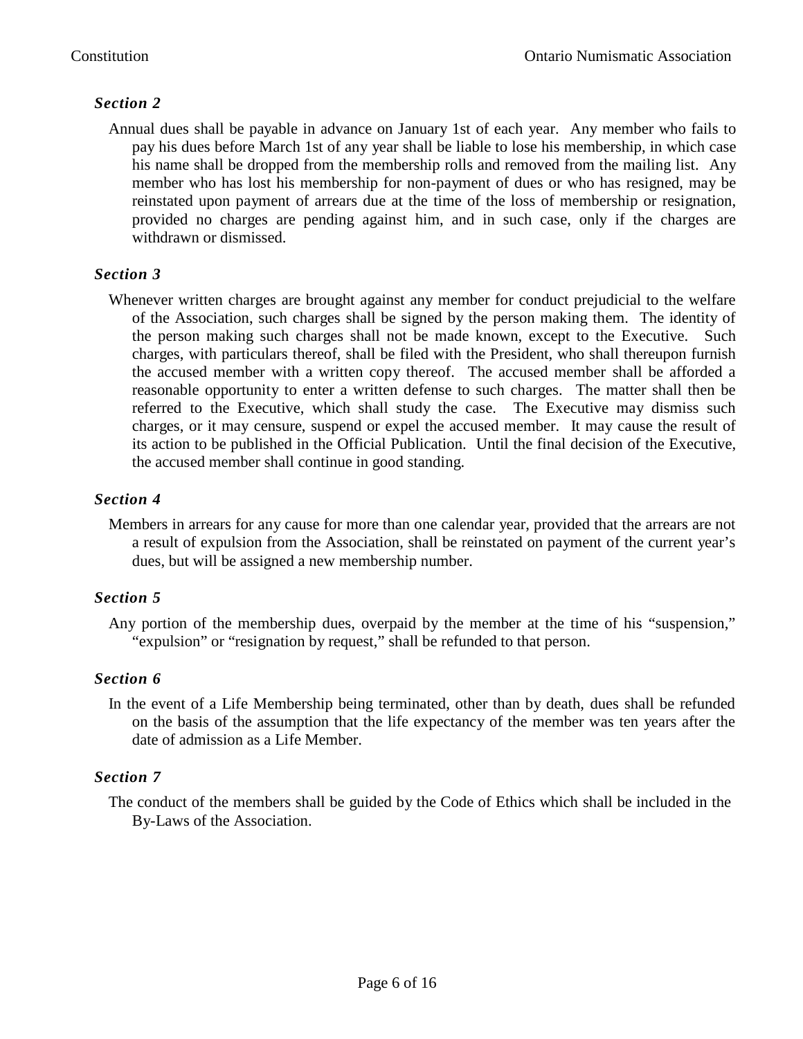### *Section 2*

Annual dues shall be payable in advance on January 1st of each year. Any member who fails to pay his dues before March 1st of any year shall be liable to lose his membership, in which case his name shall be dropped from the membership rolls and removed from the mailing list. Any member who has lost his membership for non-payment of dues or who has resigned, may be reinstated upon payment of arrears due at the time of the loss of membership or resignation, provided no charges are pending against him, and in such case, only if the charges are withdrawn or dismissed.

### *Section 3*

Whenever written charges are brought against any member for conduct prejudicial to the welfare of the Association, such charges shall be signed by the person making them. The identity of the person making such charges shall not be made known, except to the Executive. Such charges, with particulars thereof, shall be filed with the President, who shall thereupon furnish the accused member with a written copy thereof. The accused member shall be afforded a reasonable opportunity to enter a written defense to such charges. The matter shall then be referred to the Executive, which shall study the case. The Executive may dismiss such charges, or it may censure, suspend or expel the accused member. It may cause the result of its action to be published in the Official Publication. Until the final decision of the Executive, the accused member shall continue in good standing.

### *Section 4*

Members in arrears for any cause for more than one calendar year, provided that the arrears are not a result of expulsion from the Association, shall be reinstated on payment of the current year's dues, but will be assigned a new membership number.

### *Section 5*

Any portion of the membership dues, overpaid by the member at the time of his "suspension," "expulsion" or "resignation by request," shall be refunded to that person.

### *Section 6*

In the event of a Life Membership being terminated, other than by death, dues shall be refunded on the basis of the assumption that the life expectancy of the member was ten years after the date of admission as a Life Member.

### *Section 7*

The conduct of the members shall be guided by the Code of Ethics which shall be included in the By-Laws of the Association.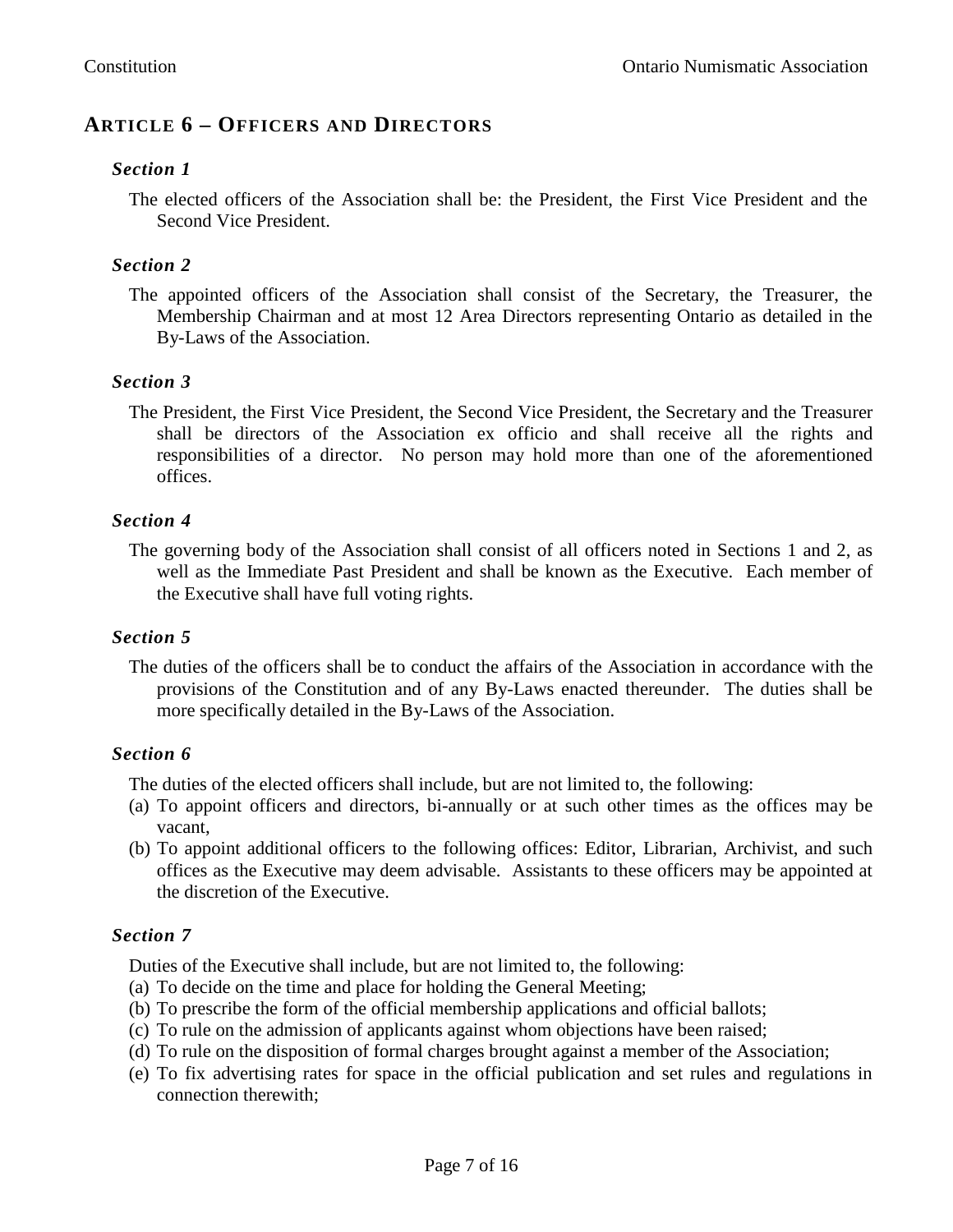## Article 6 – Officers and Directors

### *Section 1*

The elected officers of the Association shall be: the President, the First Vice President and the Second Vice President.

### *Section 2*

The appointed officers of the Association shall consist of the Secretary, the Treasurer, the Membership Chairman and at most 12 Area Directors representing Ontario as detailed in the By-Laws of the Association.

### *Section 3*

The President, the First Vice President, the Second Vice President, the Secretary and the Treasurer shall be directors of the Association ex officio and shall receive all the rights and responsibilities of a director. No person may hold more than one of the aforementioned offices.

### *Section 4*

The governing body of the Association shall consist of all officers noted in Sections 1 and 2, as well as the Immediate Past President and shall be known as the Executive. Each member of the Executive shall have full voting rights.

### *Section 5*

The duties of the officers shall be to conduct the affairs of the Association in accordance with the provisions of the Constitution and of any By-Laws enacted thereunder. The duties shall be more specifically detailed in the By-Laws of the Association.

### *Section 6*

The duties of the elected officers shall include, but are not limited to, the following:

(a) To appoint officers and directors, bi-annually or at such other times as the offices may be vacant,

(b) To appoint additional officers to the following offices: Editor, Librarian, Archivist, and such offices as the Executive may deem advisable. Assistants to these officers may be appointed at the discretion of the Executive.

### *Section 7*

Duties of the Executive shall include, but are not limited to, the following:

(a) To decide on the time and place for holding the General Meeting;

(b) To prescribe the form of the official membership applications and official ballots;

(c) To rule on the admission of applicants against whom objections have been raised;

(d) To rule on the disposition of formal charges brought against a member of the Association;

(e) To fix advertising rates for space in the official publication and set rules and regulations in connection therewith;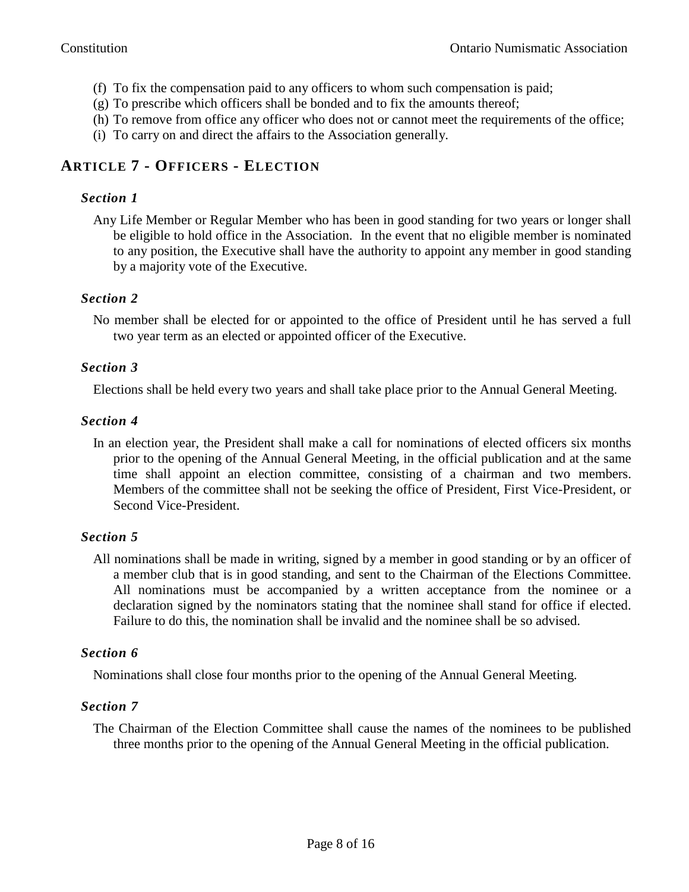(f) To fix the compensation paid to any officers to whom such compensation is paid;
(g) To prescribe which officers shall be bonded and to fix the amounts thereof;
(h) To remove from office any officer who does not or cannot meet the requirements of the office;
(i) To carry on and direct the affairs to the Association generally.

## ARTICLE 7 - OFFICERS - ELECTION

### *Section 1*

Any Life Member or Regular Member who has been in good standing for two years or longer shall be eligible to hold office in the Association. In the event that no eligible member is nominated to any position, the Executive shall have the authority to appoint any member in good standing by a majority vote of the Executive.

### *Section 2*

No member shall be elected for or appointed to the office of President until he has served a full two year term as an elected or appointed officer of the Executive.

### *Section 3*

Elections shall be held every two years and shall take place prior to the Annual General Meeting.

### *Section 4*

In an election year, the President shall make a call for nominations of elected officers six months prior to the opening of the Annual General Meeting, in the official publication and at the same time shall appoint an election committee, consisting of a chairman and two members. Members of the committee shall not be seeking the office of President, First Vice-President, or Second Vice-President.

### *Section 5*

All nominations shall be made in writing, signed by a member in good standing or by an officer of a member club that is in good standing, and sent to the Chairman of the Elections Committee. All nominations must be accompanied by a written acceptance from the nominee or a declaration signed by the nominators stating that the nominee shall stand for office if elected. Failure to do this, the nomination shall be invalid and the nominee shall be so advised.

### *Section 6*

Nominations shall close four months prior to the opening of the Annual General Meeting.

### *Section 7*

The Chairman of the Election Committee shall cause the names of the nominees to be published three months prior to the opening of the Annual General Meeting in the official publication.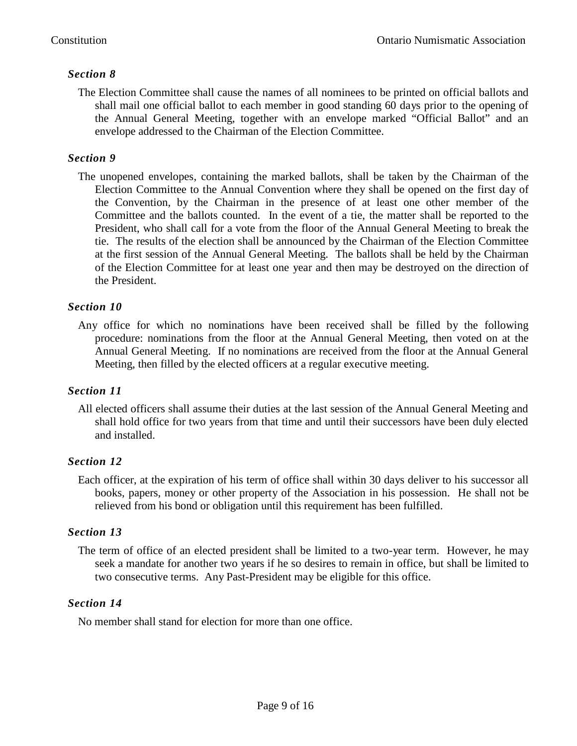### *Section 8*

The Election Committee shall cause the names of all nominees to be printed on official ballots and shall mail one official ballot to each member in good standing 60 days prior to the opening of the Annual General Meeting, together with an envelope marked "Official Ballot" and an envelope addressed to the Chairman of the Election Committee.

### *Section 9*

The unopened envelopes, containing the marked ballots, shall be taken by the Chairman of the Election Committee to the Annual Convention where they shall be opened on the first day of the Convention, by the Chairman in the presence of at least one other member of the Committee and the ballots counted. In the event of a tie, the matter shall be reported to the President, who shall call for a vote from the floor of the Annual General Meeting to break the tie. The results of the election shall be announced by the Chairman of the Election Committee at the first session of the Annual General Meeting. The ballots shall be held by the Chairman of the Election Committee for at least one year and then may be destroyed on the direction of the President.

### *Section 10*

Any office for which no nominations have been received shall be filled by the following procedure: nominations from the floor at the Annual General Meeting, then voted on at the Annual General Meeting. If no nominations are received from the floor at the Annual General Meeting, then filled by the elected officers at a regular executive meeting.

### *Section 11*

All elected officers shall assume their duties at the last session of the Annual General Meeting and shall hold office for two years from that time and until their successors have been duly elected and installed.

### *Section 12*

Each officer, at the expiration of his term of office shall within 30 days deliver to his successor all books, papers, money or other property of the Association in his possession. He shall not be relieved from his bond or obligation until this requirement has been fulfilled.

### *Section 13*

The term of office of an elected president shall be limited to a two-year term. However, he may seek a mandate for another two years if he so desires to remain in office, but shall be limited to two consecutive terms. Any Past-President may be eligible for this office.

### *Section 14*

No member shall stand for election for more than one office.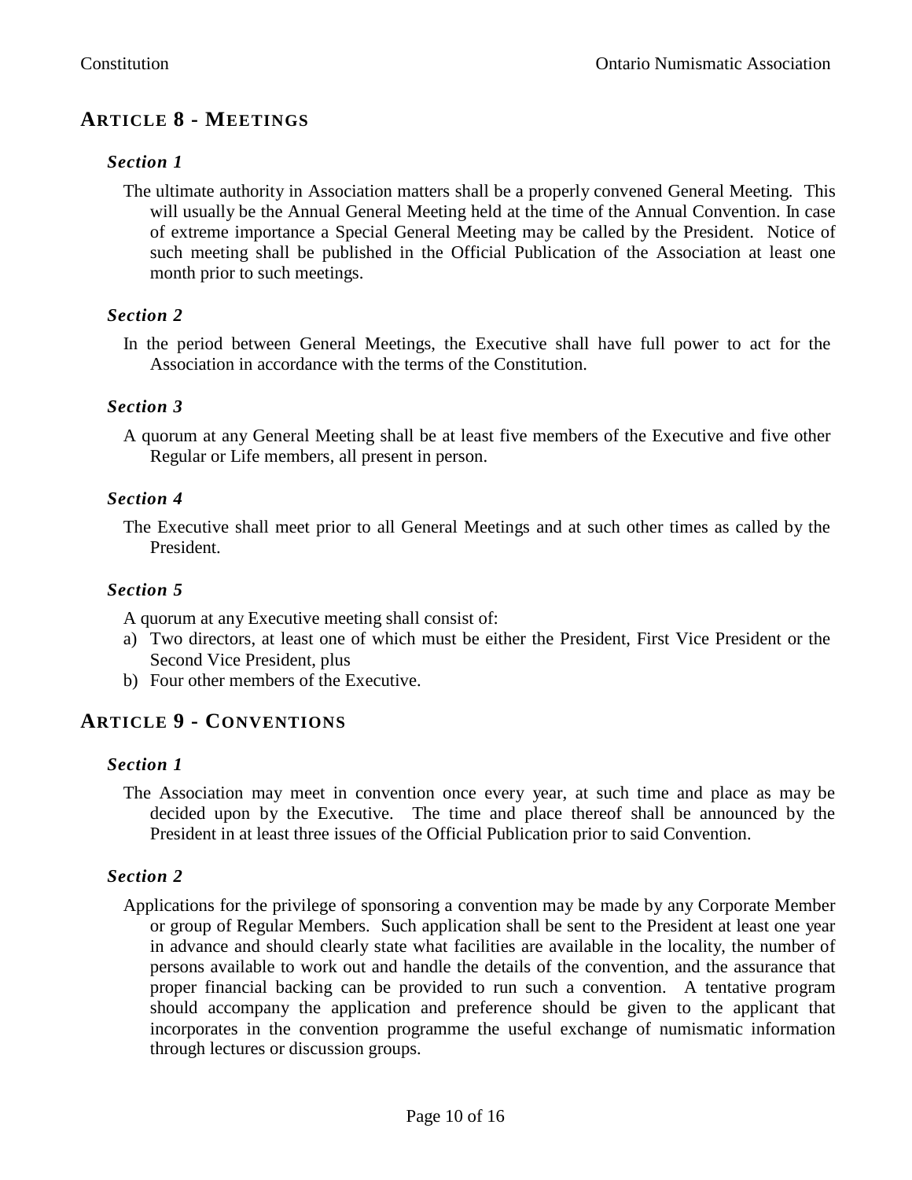## ARTICLE 8 - MEETINGS

### *Section 1*

The ultimate authority in Association matters shall be a properly convened General Meeting. This will usually be the Annual General Meeting held at the time of the Annual Convention. In case of extreme importance a Special General Meeting may be called by the President. Notice of such meeting shall be published in the Official Publication of the Association at least one month prior to such meetings.

### *Section 2*

In the period between General Meetings, the Executive shall have full power to act for the Association in accordance with the terms of the Constitution.

### *Section 3*

A quorum at any General Meeting shall be at least five members of the Executive and five other Regular or Life members, all present in person.

### *Section 4*

The Executive shall meet prior to all General Meetings and at such other times as called by the President.

### *Section 5*

A quorum at any Executive meeting shall consist of:

a) Two directors, at least one of which must be either the President, First Vice President or the Second Vice President, plus
b) Four other members of the Executive.

## ARTICLE 9 - CONVENTIONS

### *Section 1*

The Association may meet in convention once every year, at such time and place as may be decided upon by the Executive. The time and place thereof shall be announced by the President in at least three issues of the Official Publication prior to said Convention.

### *Section 2*

Applications for the privilege of sponsoring a convention may be made by any Corporate Member or group of Regular Members. Such application shall be sent to the President at least one year in advance and should clearly state what facilities are available in the locality, the number of persons available to work out and handle the details of the convention, and the assurance that proper financial backing can be provided to run such a convention. A tentative program should accompany the application and preference should be given to the applicant that incorporates in the convention programme the useful exchange of numismatic information through lectures or discussion groups.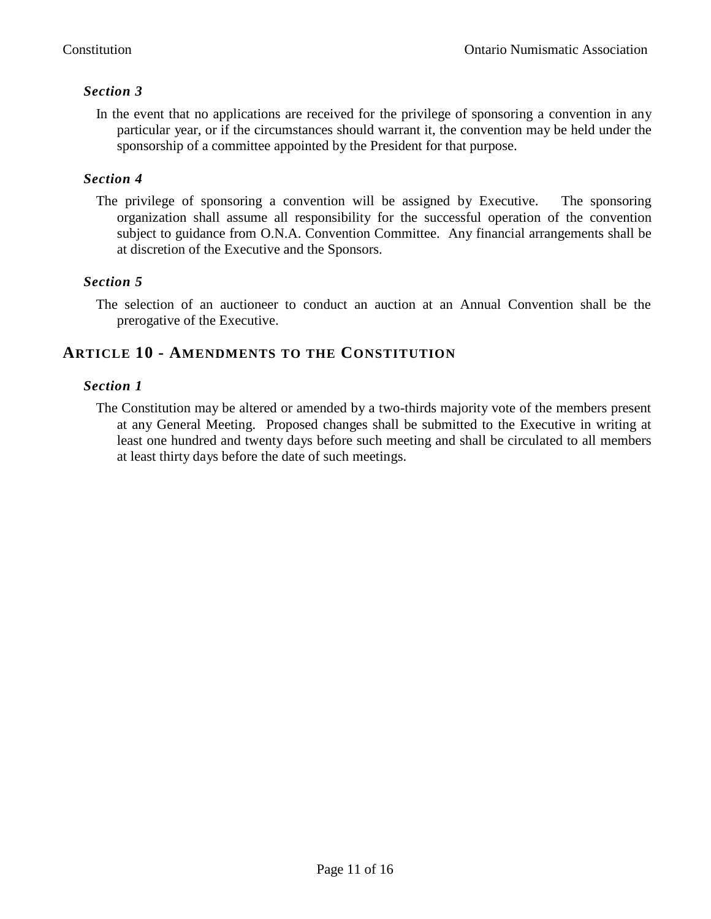### *Section 3*

In the event that no applications are received for the privilege of sponsoring a convention in any particular year, or if the circumstances should warrant it, the convention may be held under the sponsorship of a committee appointed by the President for that purpose.

### *Section 4*

The privilege of sponsoring a convention will be assigned by Executive. The sponsoring organization shall assume all responsibility for the successful operation of the convention subject to guidance from O.N.A. Convention Committee. Any financial arrangements shall be at discretion of the Executive and the Sponsors.

### *Section 5*

The selection of an auctioneer to conduct an auction at an Annual Convention shall be the prerogative of the Executive.

## ARTICLE 10 - AMENDMENTS TO THE CONSTITUTION

### *Section 1*

The Constitution may be altered or amended by a two-thirds majority vote of the members present at any General Meeting. Proposed changes shall be submitted to the Executive in writing at least one hundred and twenty days before such meeting and shall be circulated to all members at least thirty days before the date of such meetings.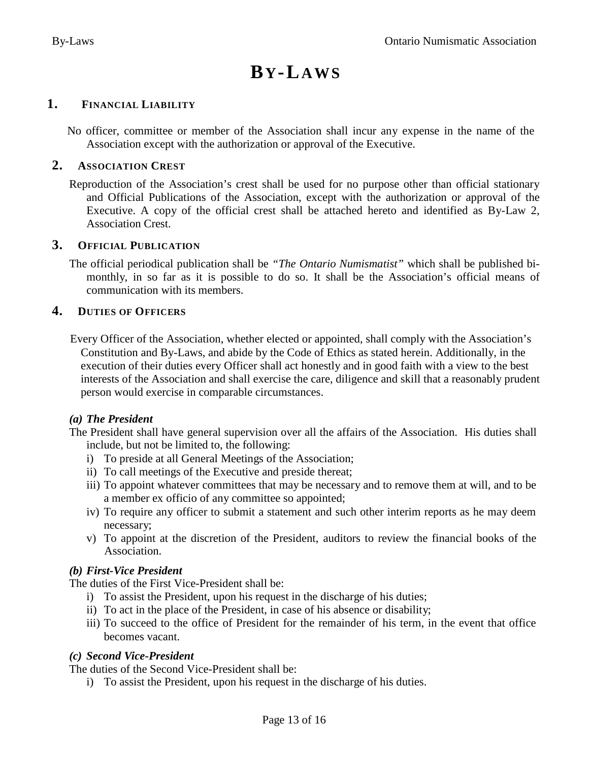# BY-LAWS

## 1. FINANCIAL LIABILITY

No officer, committee or member of the Association shall incur any expense in the name of the Association except with the authorization or approval of the Executive.

## 2. ASSOCIATION CREST

Reproduction of the Association's crest shall be used for no purpose other than official stationary and Official Publications of the Association, except with the authorization or approval of the Executive. A copy of the official crest shall be attached hereto and identified as By-Law 2, Association Crest.

## 3. OFFICIAL PUBLICATION

The official periodical publication shall be *"The Ontario Numismatist"* which shall be published bi-monthly, in so far as it is possible to do so. It shall be the Association's official means of communication with its members.

## 4. DUTIES OF OFFICERS

Every Officer of the Association, whether elected or appointed, shall comply with the Association's Constitution and By-Laws, and abide by the Code of Ethics as stated herein. Additionally, in the execution of their duties every Officer shall act honestly and in good faith with a view to the best interests of the Association and shall exercise the care, diligence and skill that a reasonably prudent person would exercise in comparable circumstances.

***(a) The President***

The President shall have general supervision over all the affairs of the Association. His duties shall include, but not be limited to, the following:

- i) To preside at all General Meetings of the Association;
- ii) To call meetings of the Executive and preside thereat;
- iii) To appoint whatever committees that may be necessary and to remove them at will, and to be a member ex officio of any committee so appointed;
- iv) To require any officer to submit a statement and such other interim reports as he may deem necessary;
- v) To appoint at the discretion of the President, auditors to review the financial books of the Association.

***(b) First-Vice President***

The duties of the First Vice-President shall be:

- i) To assist the President, upon his request in the discharge of his duties;
- ii) To act in the place of the President, in case of his absence or disability;
- iii) To succeed to the office of President for the remainder of his term, in the event that office becomes vacant.

***(c) Second Vice-President***

The duties of the Second Vice-President shall be:

- i) To assist the President, upon his request in the discharge of his duties.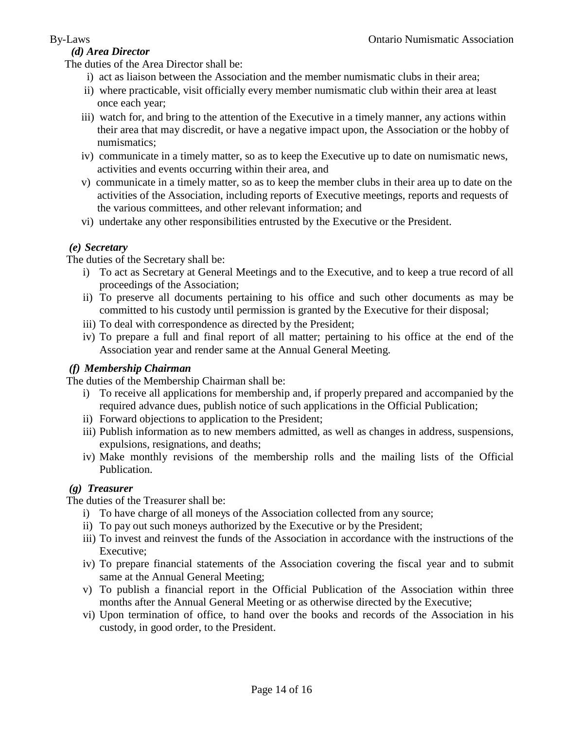***(d) Area Director***

The duties of the Area Director shall be:

i) act as liaison between the Association and the member numismatic clubs in their area;

ii) where practicable, visit officially every member numismatic club within their area at least once each year;

iii) watch for, and bring to the attention of the Executive in a timely manner, any actions within their area that may discredit, or have a negative impact upon, the Association or the hobby of numismatics;

iv) communicate in a timely matter, so as to keep the Executive up to date on numismatic news, activities and events occurring within their area, and

v) communicate in a timely matter, so as to keep the member clubs in their area up to date on the activities of the Association, including reports of Executive meetings, reports and requests of the various committees, and other relevant information; and

vi) undertake any other responsibilities entrusted by the Executive or the President.

***(e) Secretary***

The duties of the Secretary shall be:

i) To act as Secretary at General Meetings and to the Executive, and to keep a true record of all proceedings of the Association;

ii) To preserve all documents pertaining to his office and such other documents as may be committed to his custody until permission is granted by the Executive for their disposal;

iii) To deal with correspondence as directed by the President;

iv) To prepare a full and final report of all matter; pertaining to his office at the end of the Association year and render same at the Annual General Meeting.

***(f) Membership Chairman***

The duties of the Membership Chairman shall be:

i) To receive all applications for membership and, if properly prepared and accompanied by the required advance dues, publish notice of such applications in the Official Publication;

ii) Forward objections to application to the President;

iii) Publish information as to new members admitted, as well as changes in address, suspensions, expulsions, resignations, and deaths;

iv) Make monthly revisions of the membership rolls and the mailing lists of the Official Publication.

***(g) Treasurer***

The duties of the Treasurer shall be:

i) To have charge of all moneys of the Association collected from any source;

ii) To pay out such moneys authorized by the Executive or by the President;

iii) To invest and reinvest the funds of the Association in accordance with the instructions of the Executive;

iv) To prepare financial statements of the Association covering the fiscal year and to submit same at the Annual General Meeting;

v) To publish a financial report in the Official Publication of the Association within three months after the Annual General Meeting or as otherwise directed by the Executive;

vi) Upon termination of office, to hand over the books and records of the Association in his custody, in good order, to the President.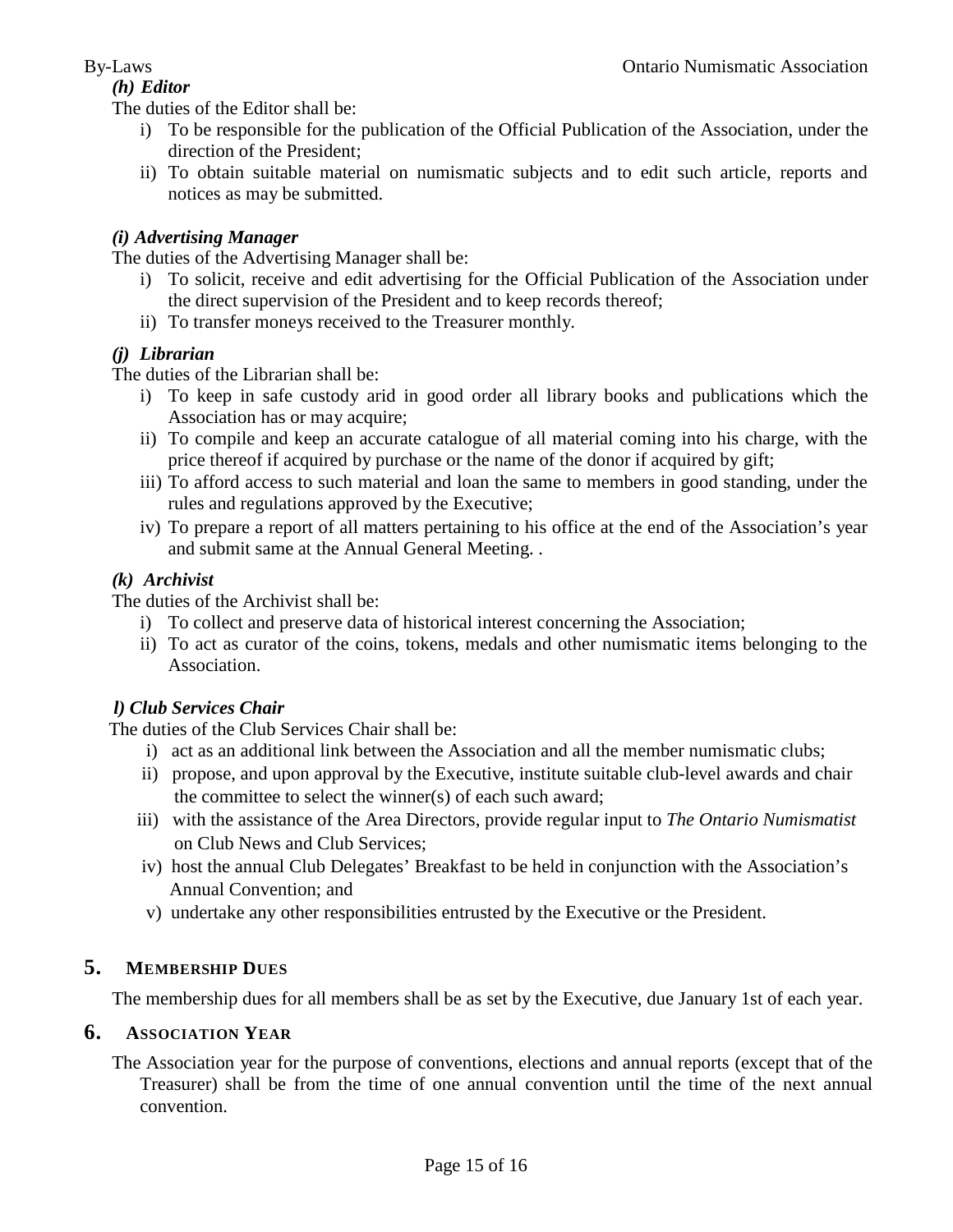***(h) Editor***

The duties of the Editor shall be:

i) To be responsible for the publication of the Official Publication of the Association, under the direction of the President;
ii) To obtain suitable material on numismatic subjects and to edit such article, reports and notices as may be submitted.

***(i) Advertising Manager***

The duties of the Advertising Manager shall be:

i) To solicit, receive and edit advertising for the Official Publication of the Association under the direct supervision of the President and to keep records thereof;
ii) To transfer moneys received to the Treasurer monthly.

***(j) Librarian***

The duties of the Librarian shall be:

i) To keep in safe custody arid in good order all library books and publications which the Association has or may acquire;
ii) To compile and keep an accurate catalogue of all material coming into his charge, with the price thereof if acquired by purchase or the name of the donor if acquired by gift;
iii) To afford access to such material and loan the same to members in good standing, under the rules and regulations approved by the Executive;
iv) To prepare a report of all matters pertaining to his office at the end of the Association's year and submit same at the Annual General Meeting. .

***(k) Archivist***

The duties of the Archivist shall be:

i) To collect and preserve data of historical interest concerning the Association;
ii) To act as curator of the coins, tokens, medals and other numismatic items belonging to the Association.

***l) Club Services Chair***

The duties of the Club Services Chair shall be:

i) act as an additional link between the Association and all the member numismatic clubs;
ii) propose, and upon approval by the Executive, institute suitable club-level awards and chair the committee to select the winner(s) of each such award;
iii) with the assistance of the Area Directors, provide regular input to *The Ontario Numismatist* on Club News and Club Services;
iv) host the annual Club Delegates' Breakfast to be held in conjunction with the Association's Annual Convention; and
v) undertake any other responsibilities entrusted by the Executive or the President.

## 5. MEMBERSHIP DUES

The membership dues for all members shall be as set by the Executive, due January 1st of each year.

## 6. ASSOCIATION YEAR

The Association year for the purpose of conventions, elections and annual reports (except that of the Treasurer) shall be from the time of one annual convention until the time of the next annual convention.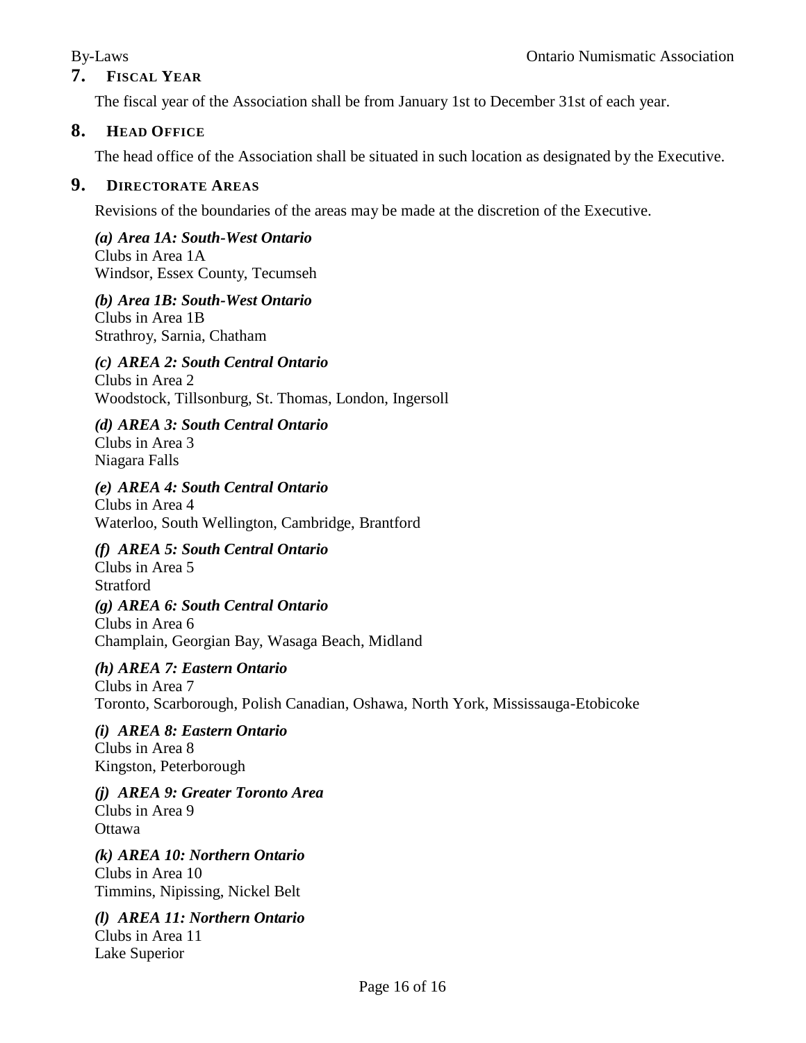## 7. Fiscal Year

The fiscal year of the Association shall be from January 1st to December 31st of each year.

## 8. Head Office

The head office of the Association shall be situated in such location as designated by the Executive.

## 9. Directorate Areas

Revisions of the boundaries of the areas may be made at the discretion of the Executive.

***(a) Area 1A: South-West Ontario***
Clubs in Area 1A
Windsor, Essex County, Tecumseh

***(b) Area 1B: South-West Ontario***
Clubs in Area 1B
Strathroy, Sarnia, Chatham

***(c) AREA 2: South Central Ontario***
Clubs in Area 2
Woodstock, Tillsonburg, St. Thomas, London, Ingersoll

***(d) AREA 3: South Central Ontario***
Clubs in Area 3
Niagara Falls

***(e) AREA 4: South Central Ontario***
Clubs in Area 4
Waterloo, South Wellington, Cambridge, Brantford

***(f) AREA 5: South Central Ontario***
Clubs in Area 5
Stratford

***(g) AREA 6: South Central Ontario***
Clubs in Area 6
Champlain, Georgian Bay, Wasaga Beach, Midland

***(h) AREA 7: Eastern Ontario***
Clubs in Area 7
Toronto, Scarborough, Polish Canadian, Oshawa, North York, Mississauga-Etobicoke

***(i) AREA 8: Eastern Ontario***
Clubs in Area 8
Kingston, Peterborough

***(j) AREA 9: Greater Toronto Area***
Clubs in Area 9
Ottawa

***(k) AREA 10: Northern Ontario***
Clubs in Area 10
Timmins, Nipissing, Nickel Belt

***(l) AREA 11: Northern Ontario***
Clubs in Area 11
Lake Superior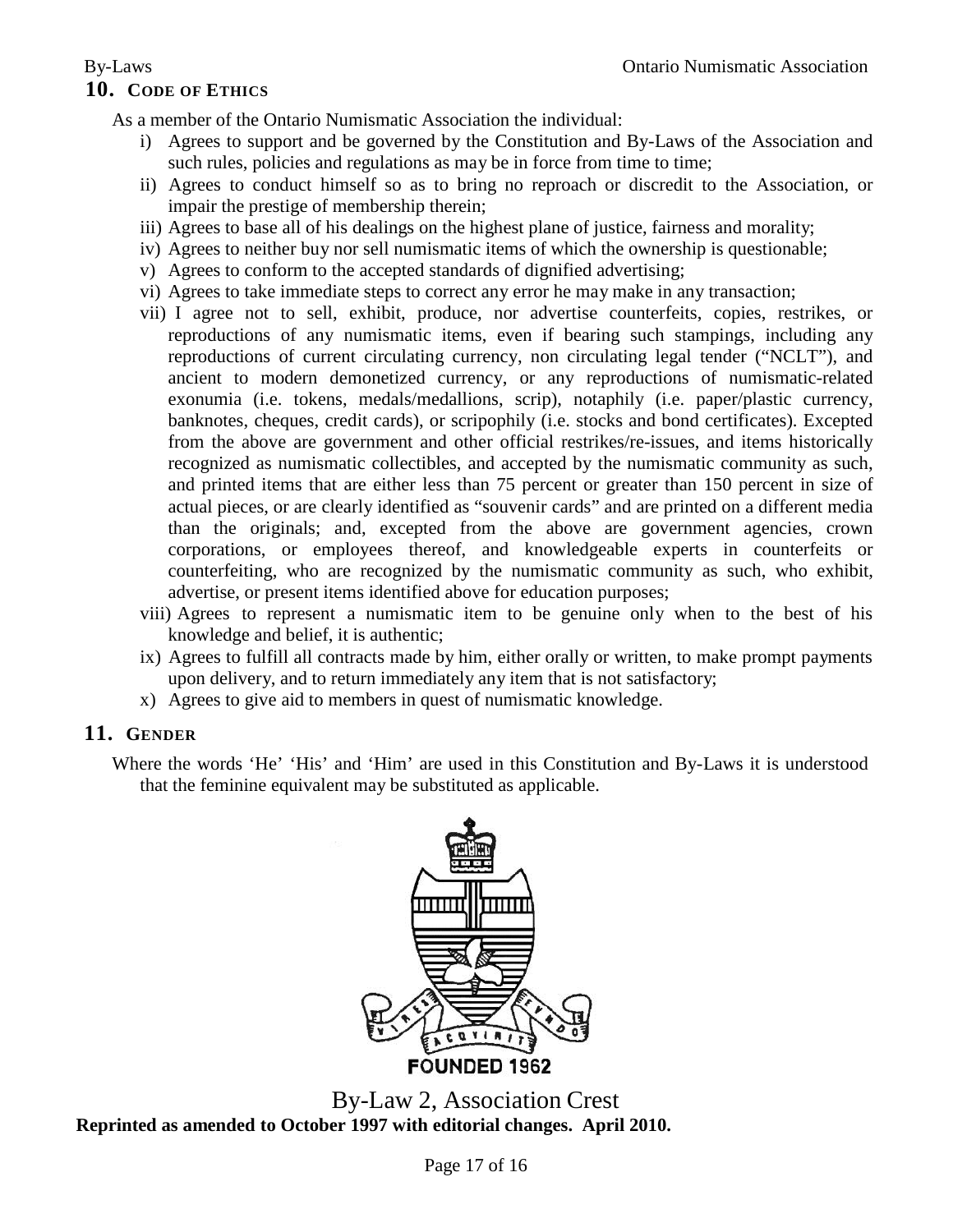## 10. CODE OF ETHICS

As a member of the Ontario Numismatic Association the individual:

i) Agrees to support and be governed by the Constitution and By-Laws of the Association and such rules, policies and regulations as may be in force from time to time;

ii) Agrees to conduct himself so as to bring no reproach or discredit to the Association, or impair the prestige of membership therein;

iii) Agrees to base all of his dealings on the highest plane of justice, fairness and morality;

iv) Agrees to neither buy nor sell numismatic items of which the ownership is questionable;

v) Agrees to conform to the accepted standards of dignified advertising;

vi) Agrees to take immediate steps to correct any error he may make in any transaction;

vii) I agree not to sell, exhibit, produce, nor advertise counterfeits, copies, restrikes, or reproductions of any numismatic items, even if bearing such stampings, including any reproductions of current circulating currency, non circulating legal tender ("NCLT"), and ancient to modern demonetized currency, or any reproductions of numismatic-related exonumia (i.e. tokens, medals/medallions, scrip), notaphily (i.e. paper/plastic currency, banknotes, cheques, credit cards), or scripophily (i.e. stocks and bond certificates). Excepted from the above are government and other official restrikes/re-issues, and items historically recognized as numismatic collectibles, and accepted by the numismatic community as such, and printed items that are either less than 75 percent or greater than 150 percent in size of actual pieces, or are clearly identified as "souvenir cards" and are printed on a different media than the originals; and, excepted from the above are government agencies, crown corporations, or employees thereof, and knowledgeable experts in counterfeits or counterfeiting, who are recognized by the numismatic community as such, who exhibit, advertise, or present items identified above for education purposes;

viii) Agrees to represent a numismatic item to be genuine only when to the best of his knowledge and belief, it is authentic;

ix) Agrees to fulfill all contracts made by him, either orally or written, to make prompt payments upon delivery, and to return immediately any item that is not satisfactory;

x) Agrees to give aid to members in quest of numismatic knowledge.

## 11. GENDER

Where the words 'He' 'His' and 'Him' are used in this Constitution and By-Laws it is understood that the feminine equivalent may be substituted as applicable.

FOUNDED 1962

By-Law 2, Association Crest

**Reprinted as amended to October 1997 with editorial changes. April 2010.**